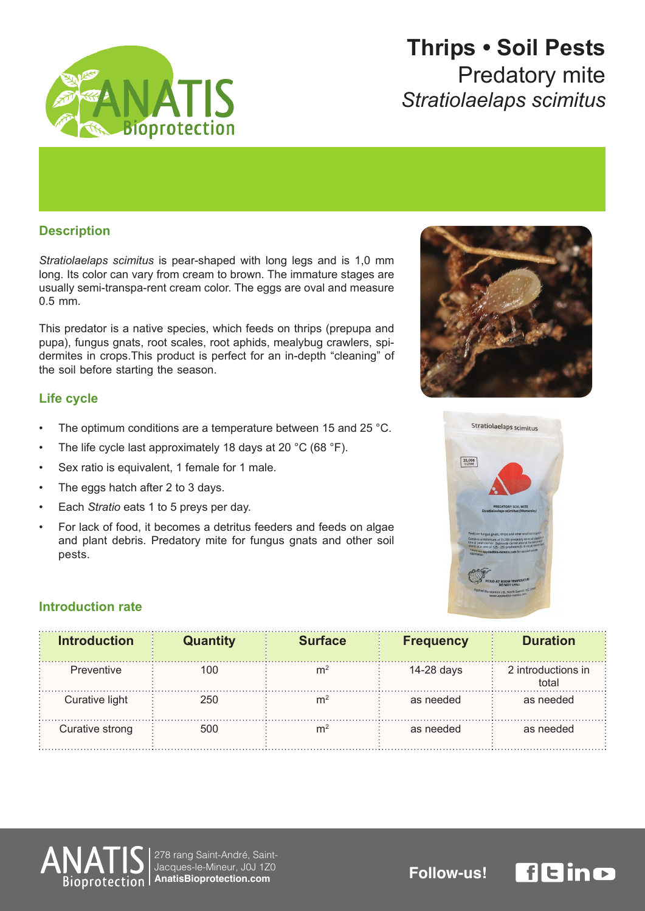# Thrips • Soil Pests

## Predatory mite

## *Stratiolaelaps scimitus*

### Description

*Stratiolaelaps scimitus* is pear-shaped with long legs and is 1,0 mm long. Its color can vary from cream to brown. The immature stages are usually semi-transpa-rent cream color. The eggs are oval and measure 0.5 mm.

This predator is a native species, which feeds on thrips (prepupa and pupa), fungus gnats, root scales, root aphids, mealybug crawlers, spi-dermites in crops.This product is perfect for an in-depth “cleaning” of the soil before starting the season.

### Life cycle

- The optimum conditions are a temperature between 15 and 25 °C.
- The life cycle last approximately 18 days at 20 °C (68 °F).
- Sex ratio is equivalent, 1 female for 1 male.
- The eggs hatch after 2 to 3 days.
- Each *Stratio* eats 1 to 5 preys per day.
- For lack of food, it becomes a detritus feeders and feeds on algae and plant debris. Predatory mite for fungus gnats and other soil pests.

### Introduction rate

| Introduction | Quantity | Surface | Frequency | Duration |
|---|---|---|---|---|
| Preventive | 100 | $m^2$ | 14-28 days | 2 introductions in total |
| Curative light | 250 | $m^2$ | as needed | as needed |
| Curative strong | 500 | $m^2$ | as needed | as needed |

ANATIS Bioprotection
278 rang Saint-André, Saint-Jacques-le-Mineur, J0J 1Z0
**AnatisBioprotection.com**

**Follow-us!**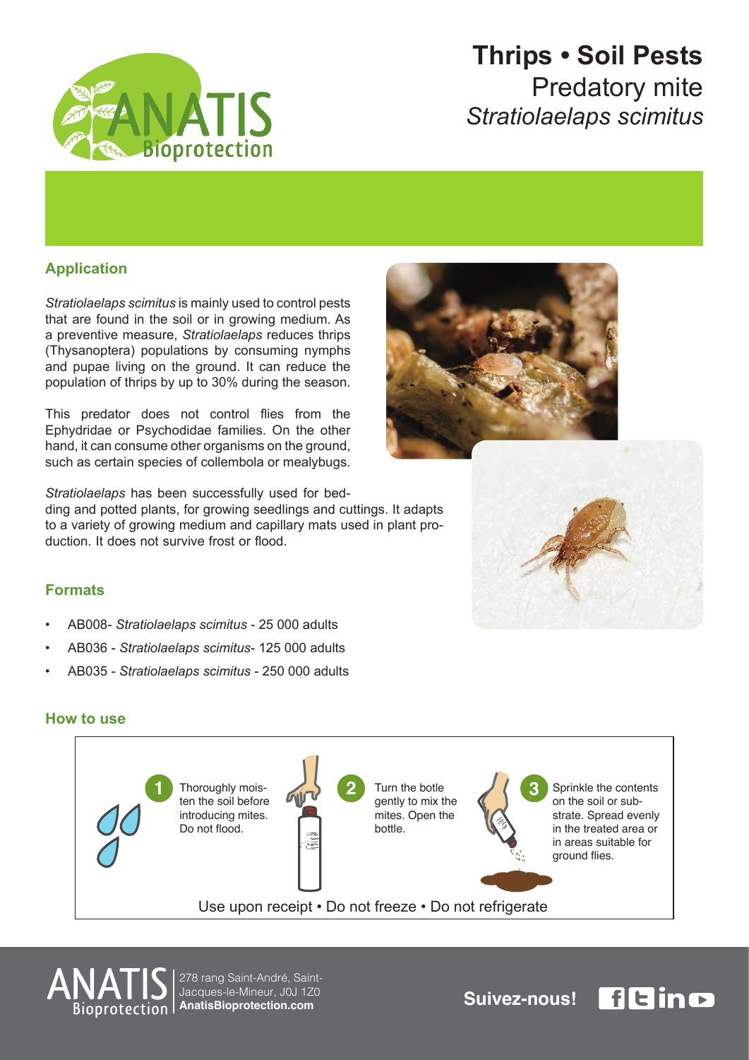# Thrips • Soil Pests

## Predatory mite

## *Stratiolaelaps scimitus*

### Application

*Stratiolaelaps scimitus* is mainly used to control pests that are found in the soil or in growing medium. As a preventive measure, *Stratiolaelaps* reduces thrips (Thysanoptera) populations by consuming nymphs and pupae living on the ground. It can reduce the population of thrips by up to 30% during the season.

This predator does not control flies from the Ephydridae or Psychodidae families. On the other hand, it can consume other organisms on the ground, such as certain species of collembola or mealybugs.

*Stratiolaelaps* has been successfully used for bedding and potted plants, for growing seedlings and cuttings. It adapts to a variety of growing medium and capillary mats used in plant production. It does not survive frost or flood.

### Formats

- AB008- *Stratiolaelaps scimitus* - 25 000 adults
- AB036 - *Stratiolaelaps scimitus*- 125 000 adults
- AB035 - *Stratiolaelaps scimitus* - 250 000 adults

### How to use

1. Thoroughly moisten the soil before introducing mites. Do not flood.
2. Turn the botle gently to mix the mites. Open the bottle.
3. Sprinkle the contents on the soil or substrate. Spread evenly in the treated area or in areas suitable for ground flies.

Use upon receipt • Do not freeze • Do not refrigerate

ANATIS Bioprotection | 278 rang Saint-André, Saint-Jacques-le-Mineur, J0J 1Z0
**AnatisBioprotection.com**

**Suivez-nous!**